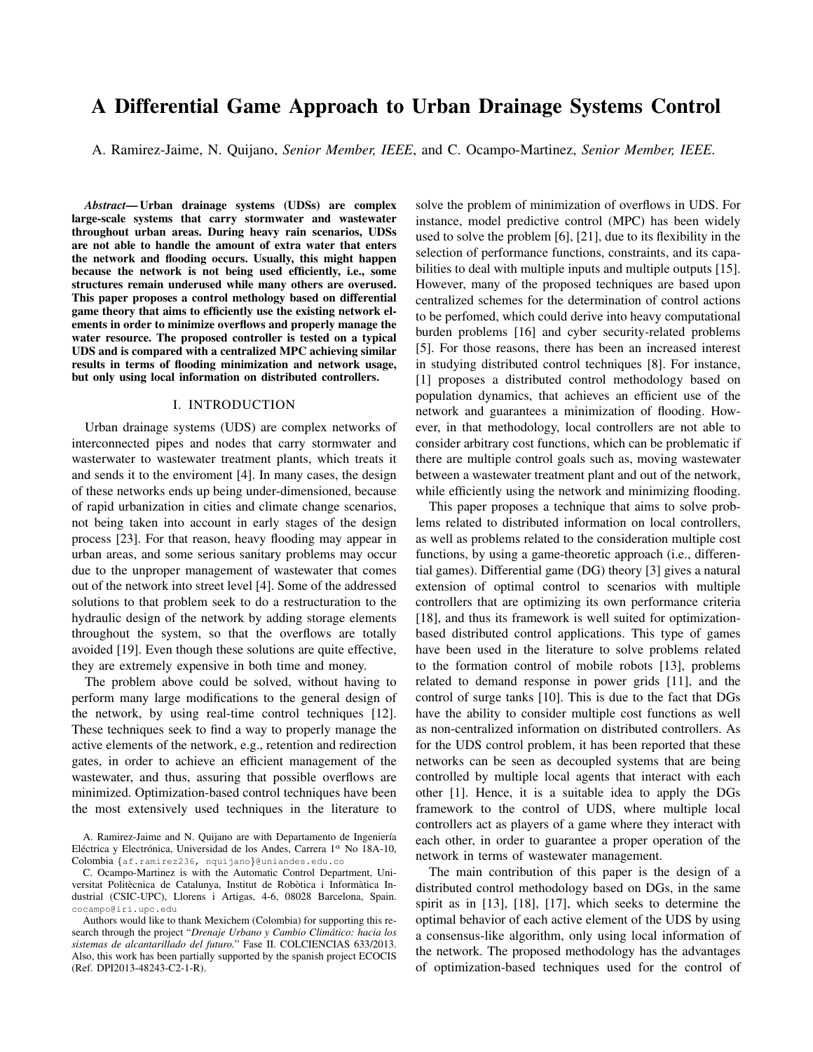# A Differential Game Approach to Urban Drainage Systems Control

A. Ramirez-Jaime, N. Quijano, *Senior Member, IEEE*, and C. Ocampo-Martinez, *Senior Member, IEEE.*

***Abstract*— Urban drainage systems (UDSs) are complex large-scale systems that carry stormwater and wastewater throughout urban areas. During heavy rain scenarios, UDSs are not able to handle the amount of extra water that enters the network and flooding occurs. Usually, this might happen because the network is not being used efficiently, i.e., some structures remain underused while many others are overused. This paper proposes a control metholodgy based on differential game theory that aims to efficiently use the existing network elements in order to minimize overflows and properly manage the water resource. The proposed controller is tested on a typical UDS and is compared with a centralized MPC achieving similar results in terms of flooding minimization and network usage, but only using local information on distributed controllers.**

## I. INTRODUCTION

Urban drainage systems (UDS) are complex networks of interconnected pipes and nodes that carry stormwater and wasterwater to wastewater treatment plants, which treats it and sends it to the enviroment [4]. In many cases, the design of these networks ends up being under-dimensioned, because of rapid urbanization in cities and climate change scenarios, not being taken into account in early stages of the design process [23]. For that reason, heavy flooding may appear in urban areas, and some serious sanitary problems may occur due to the unproper management of wastewater that comes out of the network into street level [4]. Some of the addressed solutions to that problem seek to do a restructuration to the hydraulic design of the network by adding storage elements throughout the system, so that the overflows are totally avoided [19]. Even though these solutions are quite effective, they are extremely expensive in both time and money.

The problem above could be solved, without having to perform many large modifications to the general design of the network, by using real-time control techniques [12]. These techniques seek to find a way to properly manage the active elements of the network, e.g., retention and redirection gates, in order to achieve an efficient management of the wastewater, and thus, assuring that possible overflows are minimized. Optimization-based control techniques have been the most extensively used techniques in the literature to solve the problem of minimization of overflows in UDS. For instance, model predictive control (MPC) has been widely used to solve the problem [6], [21], due to its flexibility in the selection of performance functions, constraints, and its capabilities to deal with multiple inputs and multiple outputs [15]. However, many of the proposed techniques are based upon centralized schemes for the determination of control actions to be perfomed, which could derive into heavy computational burden problems [16] and cyber security-related problems [5]. For those reasons, there has been an increased interest in studying distributed control techniques [8]. For instance, [1] proposes a distributed control methodology based on population dynamics, that achieves an efficient use of the network and guarantees a minimization of flooding. However, in that methodology, local controllers are not able to consider arbitrary cost functions, which can be problematic if there are multiple control goals such as, moving wastewater between a wastewater treatment plant and out of the network, while efficiently using the network and minimizing flooding.

This paper proposes a technique that aims to solve problems related to distributed information on local controllers, as well as problems related to the consideration multiple cost functions, by using a game-theoretic approach (i.e., differential games). Differential game (DG) theory [3] gives a natural extension of optimal control to scenarios with multiple controllers that are optimizing its own performance criteria [18], and thus its framework is well suited for optimization-based distributed control applications. This type of games have been used in the literature to solve problems related to the formation control of mobile robots [13], problems related to demand response in power grids [11], and the control of surge tanks [10]. This is due to the fact that DGs have the ability to consider multiple cost functions as well as non-centralized information on distributed controllers. As for the UDS control problem, it has been reported that these networks can be seen as decoupled systems that are being controlled by multiple local agents that interact with each other [1]. Hence, it is a suitable idea to apply the DGs framework to the control of UDS, where multiple local controllers act as players of a game where they interact with each other, in order to guarantee a proper operation of the network in terms of wastewater management.

The main contribution of this paper is the design of a distributed control methodology based on DGs, in the same spirit as in [13], [18], [17], which seeks to determine the optimal behavior of each active element of the UDS by using a consensus-like algorithm, only using local information of the network. The proposed methodology has the advantages of optimization-based techniques used for the control of

A. Ramirez-Jaime and N. Quijano are with Departamento de Ingeniería Eléctrica y Electrónica, Universidad de los Andes, Carrera 1$^a$ No 18A-10, Colombia {af.ramirez236, nquijano}@uniandes.edu.co

C. Ocampo-Martinez is with the Automatic Control Department, Universitat Politècnica de Catalunya, Institut de Robòtica i Informàtica Industrial (CSIC-UPC), Llorens i Artigas, 4-6, 08028 Barcelona, Spain. cocampo@iri.upc.edu

Authors would like to thank Mexichem (Colombia) for supporting this research through the project "*Drenaje Urbano y Cambio Climático: hacia los sistemas de alcantarillado del futuro.*" Fase II. COLCIENCIAS 633/2013. Also, this work has been partially supported by the spanish project ECOCIS (Ref. DPI2013-48243-C2-1-R).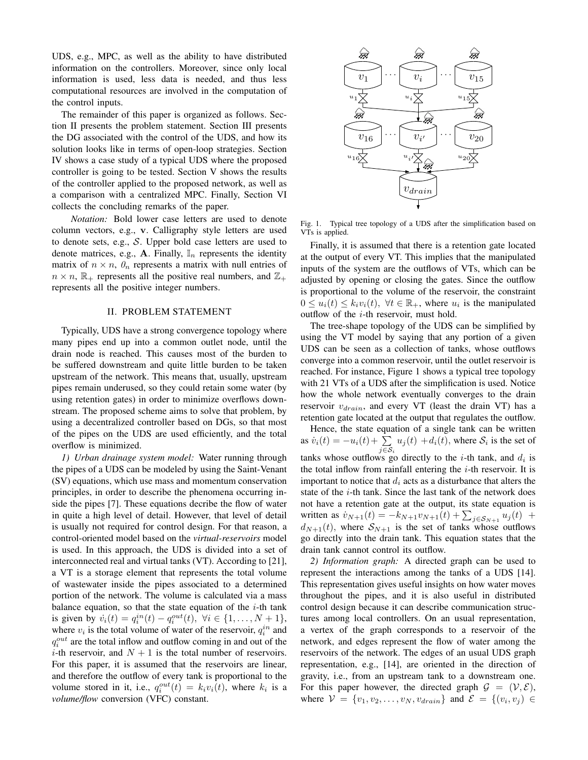UDS, e.g., MPC, as well as the ability to have distributed information on the controllers. Moreover, since only local information is used, less data is needed, and thus less computational resources are involved in the computation of the control inputs.

The remainder of this paper is organized as follows. Section II presents the problem statement. Section III presents the DG associated with the control of the UDS, and how its solution looks like in terms of open-loop strategies. Section IV shows a case study of a typical UDS where the proposed controller is going to be tested. Section V shows the results of the controller applied to the proposed network, as well as a comparison with a centralized MPC. Finally, Section VI collects the concluding remarks of the paper.

*Notation:* Bold lower case letters are used to denote column vectors, e.g., $\mathbf{v}$. Calligraphy style letters are used to denote sets, e.g., $\mathcal{S}$. Upper bold case letters are used to denote matrices, e.g., $\mathbf{A}$. Finally, $\mathbb{I}_n$ represents the identity matrix of $n \times n$, $\mathit{0}_n$ represents a matrix with null entries of $n \times n$, $\mathbb{R}_+$ represents all the positive real numbers, and $\mathbb{Z}_+$ represents all the positive integer numbers.

## II. Problem Statement

Typically, UDS have a strong convergence topology where many pipes end up into a common outlet node, until the drain node is reached. This causes most of the burden to be suffered downstream and quite little burden to be taken upstream of the network. This means that, usually, upstream pipes remain underused, so they could retain some water (by using retention gates) in order to minimize overflows downstream. The proposed scheme aims to solve that problem, by using a decentralized controller based on DGs, so that most of the pipes on the UDS are used efficiently, and the total overflow is minimized.

*1) Urban drainage system model:* Water running through the pipes of a UDS can be modeled by using the Saint-Venant (SV) equations, which use mass and momentum conservation principles, in order to describe the phenomena occurring inside the pipes [7]. These equations decribe the flow of water in quite a high level of detail. However, that level of detail is usually not required for control design. For that reason, a control-oriented model based on the *virtual-reservoirs* model is used. In this approach, the UDS is divided into a set of interconnected real and virtual tanks (VT). According to [21], a VT is a storage element that represents the total volume of wastewater inside the pipes associated to a determined portion of the network. The volume is calculated via a mass balance equation, so that the state equation of the $i$-th tank is given by $\dot{v}_i(t) = q_i^{in}(t) - q_i^{out}(t),\ \forall i \in \{1, \ldots, N+1\}$, where $v_i$ is the total volume of water of the reservoir, $q_i^{in}$ and $q_i^{out}$ are the total inflow and outflow coming in and out of the $i$-th reservoir, and $N+1$ is the total number of reservoirs. For this paper, it is assumed that the reservoirs are linear, and therefore the outflow of every tank is proportional to the volume stored in it, i.e., $q_i^{out}(t) = k_i v_i(t)$, where $k_i$ is a *volume/flow* conversion (VFC) constant.

Fig. 1. Typical tree topology of a UDS after the simplification based on VTs is applied.

Finally, it is assumed that there is a retention gate located at the output of every VT. This implies that the manipulated inputs of the system are the outflows of VTs, which can be adjusted by opening or closing the gates. Since the outflow is proportional to the volume of the reservoir, the constraint $0 \leq u_i(t) \leq k_i v_i(t),\ \forall t \in \mathbb{R}_+$, where $u_i$ is the manipulated outflow of the $i$-th reservoir, must hold.

The tree-shape topology of the UDS can be simplified by using the VT model by saying that any portion of a given UDS can be seen as a collection of tanks, whose outflows converge into a common reservoir, until the outlet reservoir is reached. For instance, Figure 1 shows a typical tree topology with 21 VTs of a UDS after the simplification is used. Notice how the whole network eventually converges to the drain reservoir $v_{drain}$, and every VT (least the drain VT) has a retention gate located at the output that regulates the outflow.

Hence, the state equation of a single tank can be written as $\dot{v}_i(t) = -u_i(t) + \sum_{j \in \mathcal{S}_i} u_j(t) + d_i(t)$, where $\mathcal{S}_i$ is the set of tanks whose outflows go directly to the $i$-th tank, and $d_i$ is the total inflow from rainfall entering the $i$-th reservoir. It is important to notice that $d_i$ acts as a disturbance that alters the state of the $i$-th tank. Since the last tank of the network does not have a retention gate at the output, its state equation is written as $\dot{v}_{N+1}(t) = -k_{N+1} v_{N+1}(t) + \sum_{j \in \mathcal{S}_{N+1}} u_j(t) + d_{N+1}(t)$, where $\mathcal{S}_{N+1}$ is the set of tanks whose outflows go directly into the drain tank. This equation states that the drain tank cannot control its outflow.

*2) Information graph:* A directed graph can be used to represent the interactions among the tanks of a UDS [14]. This representation gives useful insights on how water moves throughout the pipes, and it is also useful in distributed control design because it can describe communication structures among local controllers. On an usual representation, a vertex of the graph corresponds to a reservoir of the network, and edges represent the flow of water among the reservoirs of the network. The edges of an usual UDS graph representation, e.g., [14], are oriented in the direction of gravity, i.e., from an upstream tank to a downstream one. For this paper however, the directed graph $\mathcal{G} = (\mathcal{V}, \mathcal{E})$, where $\mathcal{V} = \{v_1, v_2, \ldots, v_N, v_{drain}\}$ and $\mathcal{E} = \{(v_i, v_j) \in$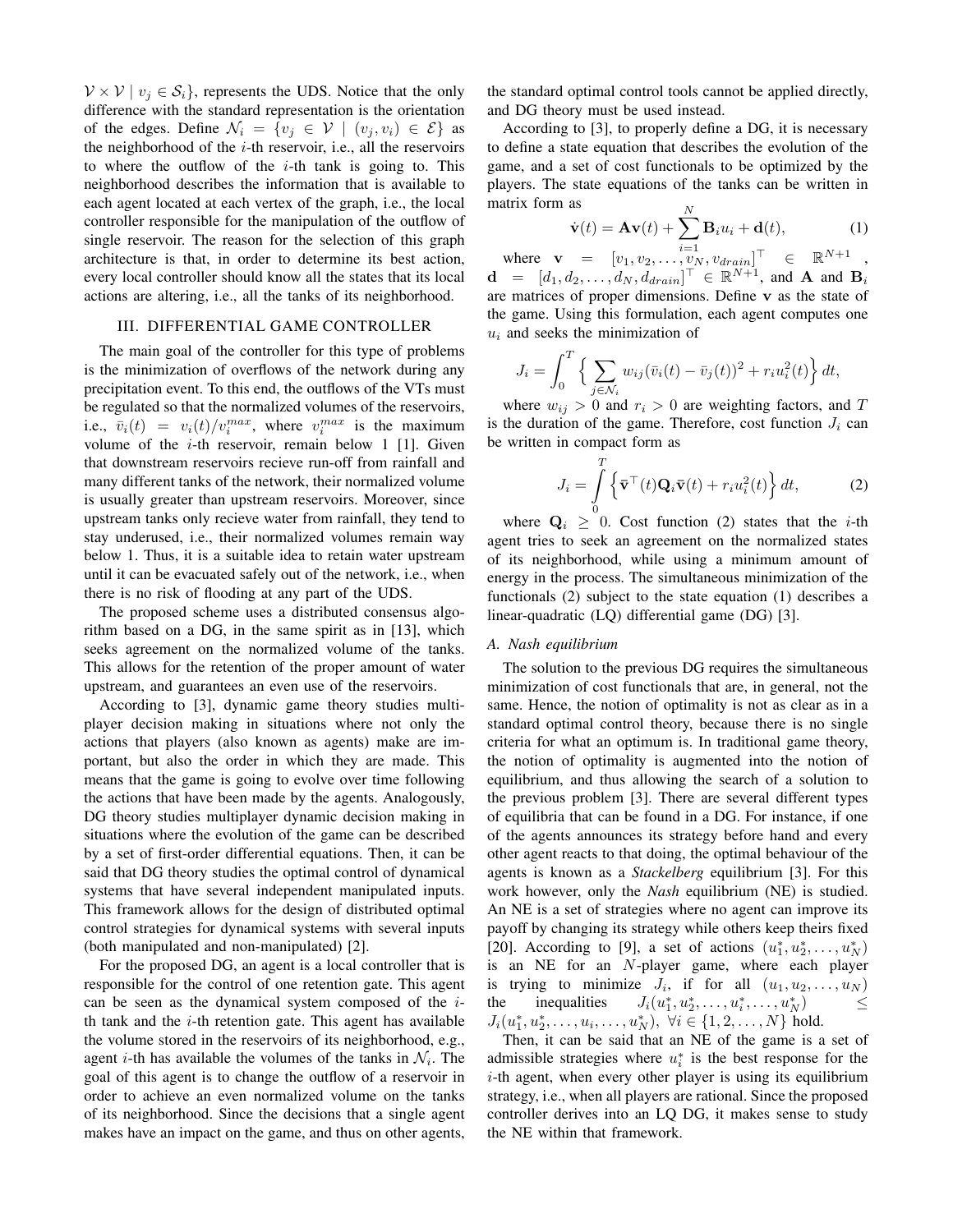$\mathcal{V} \times \mathcal{V} \mid v_j \in \mathcal{S}_i\}$, represents the UDS. Notice that the only difference with the standard representation is the orientation of the edges. Define $\mathcal{N}_i = \{v_j \in \mathcal{V} \mid (v_j, v_i) \in \mathcal{E}\}$ as the neighborhood of the $i$-th reservoir, i.e., all the reservoirs to where the outflow of the $i$-th tank is going to. This neighborhood describes the information that is available to each agent located at each vertex of the graph, i.e., the local controller responsible for the manipulation of the outflow of single reservoir. The reason for the selection of this graph architecture is that, in order to determine its best action, every local controller should know all the states that its local actions are altering, i.e., all the tanks of its neighborhood.

## III. Differential Game Controller

The main goal of the controller for this type of problems is the minimization of overflows of the network during any precipitation event. To this end, the outflows of the VTs must be regulated so that the normalized volumes of the reservoirs, i.e., $\bar{v}_i(t) = v_i(t)/v_i^{max}$, where $v_i^{max}$ is the maximum volume of the $i$-th reservoir, remain below 1 [1]. Given that downstream reservoirs recieve run-off from rainfall and many different tanks of the network, their normalized volume is usually greater than upstream reservoirs. Moreover, since upstream tanks only recieve water from rainfall, they tend to stay underused, i.e., their normalized volumes remain way below 1. Thus, it is a suitable idea to retain water upstream until it can be evacuated safely out of the network, i.e., when there is no risk of flooding at any part of the UDS.

The proposed scheme uses a distributed consensus algorithm based on a DG, in the same spirit as in [13], which seeks agreement on the normalized volume of the tanks. This allows for the retention of the proper amount of water upstream, and guarantees an even use of the reservoirs.

According to [3], dynamic game theory studies multi-player decision making in situations where not only the actions that players (also known as agents) make are important, but also the order in which they are made. This means that the game is going to evolve over time following the actions that have been made by the agents. Analogously, DG theory studies multiplayer dynamic decision making in situations where the evolution of the game can be described by a set of first-order differential equations. Then, it can be said that DG theory studies the optimal control of dynamical systems that have several independent manipulated inputs. This framework allows for the design of distributed optimal control strategies for dynamical systems with several inputs (both manipulated and non-manipulated) [2].

For the proposed DG, an agent is a local controller that is responsible for the control of one retention gate. This agent can be seen as the dynamical system composed of the $i$-th tank and the $i$-th retention gate. This agent has available the volume stored in the reservoirs of its neighborhood, e.g., agent $i$-th has available the volumes of the tanks in $\mathcal{N}_i$. The goal of this agent is to change the outflow of a reservoir in order to achieve an even normalized volume on the tanks of its neighborhood. Since the decisions that a single agent makes have an impact on the game, and thus on other agents, the standard optimal control tools cannot be applied directly, and DG theory must be used instead.

According to [3], to properly define a DG, it is necessary to define a state equation that describes the evolution of the game, and a set of cost functionals to be optimized by the players. The state equations of the tanks can be written in matrix form as

$$\dot{\mathbf{v}}(t) = \mathbf{A}\mathbf{v}(t) + \sum_{i=1}^{N} \mathbf{B}_i u_i + \mathbf{d}(t), \tag{1}$$

where $\mathbf{v} = [v_1, v_2, \ldots, v_N, v_{drain}]^\top \in \mathbb{R}^{N+1}$, $\mathbf{d} = [d_1, d_2, \ldots, d_N, d_{drain}]^\top \in \mathbb{R}^{N+1}$, and $\mathbf{A}$ and $\mathbf{B}_i$ are matrices of proper dimensions. Define $\mathbf{v}$ as the state of the game. Using this formulation, each agent computes one $u_i$ and seeks the minimization of

$$J_i = \int_0^T \Big\{ \sum_{j \in \mathcal{N}_i} w_{ij} (\bar{v}_i(t) - \bar{v}_j(t))^2 + r_i u_i^2(t) \Big\}\, dt,$$

where $w_{ij} > 0$ and $r_i > 0$ are weighting factors, and $T$ is the duration of the game. Therefore, cost function $J_i$ can be written in compact form as

$$J_i = \int_0^T \Big\{ \bar{\mathbf{v}}^\top(t) \mathbf{Q}_i \bar{\mathbf{v}}(t) + r_i u_i^2(t) \Big\}\, dt, \tag{2}$$

where $\mathbf{Q}_i \geq 0$. Cost function (2) states that the $i$-th agent tries to seek an agreement on the normalized states of its neighborhood, while using a minimum amount of energy in the process. The simultaneous minimization of the functionals (2) subject to the state equation (1) describes a linear-quadratic (LQ) differential game (DG) [3].

### A. Nash equilibrium

The solution to the previous DG requires the simultaneous minimization of cost functionals that are, in general, not the same. Hence, the notion of optimality is not as clear as in a standard optimal control theory, because there is no single criteria for what an optimum is. In traditional game theory, the notion of optimality is augmented into the notion of equilibrium, and thus allowing the search of a solution to the previous problem [3]. There are several different types of equilibria that can be found in a DG. For instance, if one of the agents announces its strategy before hand and every other agent reacts to that doing, the optimal behaviour of the agents is known as a *Stackelberg* equilibrium [3]. For this work however, only the *Nash* equilibrium (NE) is studied. An NE is a set of strategies where no agent can improve its payoff by changing its strategy while others keep theirs fixed [20]. According to [9], a set of actions $(u_1^*, u_2^*, \ldots, u_N^*)$ is an NE for an $N$-player game, where each player is trying to minimize $J_i$, if for all $(u_1, u_2, \ldots, u_N)$ the inequalities $J_i(u_1^*, u_2^*, \ldots, u_i^*, \ldots, u_N^*) \leq J_i(u_1^*, u_2^*, \ldots, u_i, \ldots, u_N^*),\ \forall i \in \{1, 2, \ldots, N\}$ hold.

Then, it can be said that an NE of the game is a set of admissible strategies where $u_i^*$ is the best response for the $i$-th agent, when every other player is using its equilibrium strategy, i.e., when all players are rational. Since the proposed controller derives into an LQ DG, it makes sense to study the NE within that framework.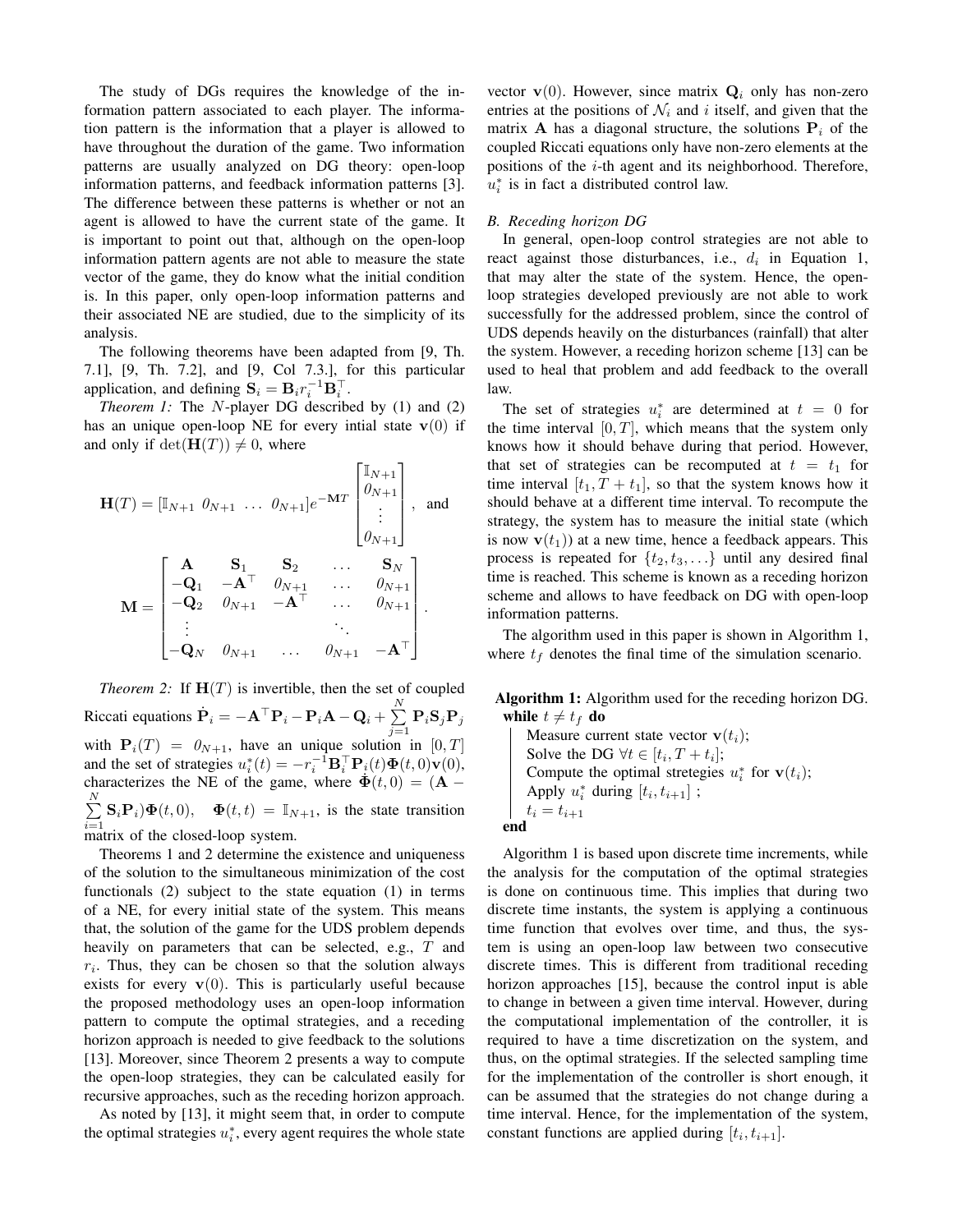The study of DGs requires the knowledge of the information pattern associated to each player. The information pattern is the information that a player is allowed to have throughout the duration of the game. Two information patterns are usually analyzed on DG theory: open-loop information patterns, and feedback information patterns [3]. The difference between these patterns is whether or not an agent is allowed to have the current state of the game. It is important to point out that, although on the open-loop information pattern agents are not able to measure the state vector of the game, they do know what the initial condition is. In this paper, only open-loop information patterns and their associated NE are studied, due to the simplicity of its analysis.

The following theorems have been adapted from [9, Th. 7.1], [9, Th. 7.2], and [9, Col 7.3.], for this particular application, and defining $\mathbf{S}_i = \mathbf{B}_i r_i^{-1} \mathbf{B}_i^\top$.

*Theorem 1:* The $N$-player DG described by (1) and (2) has an unique open-loop NE for every intial state $\mathbf{v}(0)$ if and only if $\det(\mathbf{H}(T)) \neq 0$, where

$$\mathbf{H}(T) = [\mathbb{I}_{N+1} \; 0_{N+1} \; \dots \; 0_{N+1}] e^{-\mathbf{M}T} \begin{bmatrix} \mathbb{I}_{N+1} \\ 0_{N+1} \\ \vdots \\ 0_{N+1} \end{bmatrix}, \text{ and}$$

$$\mathbf{M} = \begin{bmatrix} \mathbf{A} & \mathbf{S}_1 & \mathbf{S}_2 & \dots & \mathbf{S}_N \\ -\mathbf{Q}_1 & -\mathbf{A}^\top & 0_{N+1} & \dots & 0_{N+1} \\ -\mathbf{Q}_2 & 0_{N+1} & -\mathbf{A}^\top & \dots & 0_{N+1} \\ \vdots & & & \ddots & \\ -\mathbf{Q}_N & 0_{N+1} & \dots & 0_{N+1} & -\mathbf{A}^\top \end{bmatrix}.$$

*Theorem 2:* If $\mathbf{H}(T)$ is invertible, then the set of coupled Riccati equations $\dot{\mathbf{P}}_i = -\mathbf{A}^\top \mathbf{P}_i - \mathbf{P}_i \mathbf{A} - \mathbf{Q}_i + \sum_{j=1}^{N} \mathbf{P}_i \mathbf{S}_j \mathbf{P}_j$ with $\mathbf{P}_i(T) = 0_{N+1}$, have an unique solution in $[0, T]$ and the set of strategies $u_i^*(t) = -r_i^{-1} \mathbf{B}_i^\top \mathbf{P}_i(t) \mathbf{\Phi}(t, 0) \mathbf{v}(0)$, characterizes the NE of the game, where $\dot{\mathbf{\Phi}}(t, 0) = (\mathbf{A} - \sum_{i=1}^{N} \mathbf{S}_i \mathbf{P}_i) \mathbf{\Phi}(t, 0)$, $\quad \mathbf{\Phi}(t, t) = \mathbb{I}_{N+1}$, is the state transition matrix of the closed-loop system.

Theorems 1 and 2 determine the existence and uniqueness of the solution to the simultaneous minimization of the cost functionals (2) subject to the state equation (1) in terms of a NE, for every initial state of the system. This means that, the solution of the game for the UDS problem depends heavily on parameters that can be selected, e.g., $T$ and $r_i$. Thus, they can be chosen so that the solution always exists for every $\mathbf{v}(0)$. This is particularly useful because the proposed methodology uses an open-loop information pattern to compute the optimal strategies, and a receding horizon approach is needed to give feedback to the solutions [13]. Moreover, since Theorem 2 presents a way to compute the open-loop strategies, they can be calculated easily for recursive approaches, such as the receding horizon approach.

As noted by [13], it might seem that, in order to compute the optimal strategies $u_i^*$, every agent requires the whole state vector $\mathbf{v}(0)$. However, since matrix $\mathbf{Q}_i$ only has non-zero entries at the positions of $\mathcal{N}_i$ and $i$ itself, and given that the matrix $\mathbf{A}$ has a diagonal structure, the solutions $\mathbf{P}_i$ of the coupled Riccati equations only have non-zero elements at the positions of the $i$-th agent and its neighborhood. Therefore, $u_i^*$ is in fact a distributed control law.

### *B. Receding horizon DG*

In general, open-loop control strategies are not able to react against those disturbances, i.e., $d_i$ in Equation 1, that may alter the state of the system. Hence, the open-loop strategies developed previously are not able to work successfully for the addressed problem, since the control of UDS depends heavily on the disturbances (rainfall) that alter the system. However, a receding horizon scheme [13] can be used to heal that problem and add feedback to the overall law.

The set of strategies $u_i^*$ are determined at $t = 0$ for the time interval $[0, T]$, which means that the system only knows how it should behave during that period. However, that set of strategies can be recomputed at $t = t_1$ for time interval $[t_1, T + t_1]$, so that the system knows how it should behave at a different time interval. To recompute the strategy, the system has to measure the initial state (which is now $\mathbf{v}(t_1)$) at a new time, hence a feedback appears. This process is repeated for $\{t_2, t_3, \dots\}$ until any desired final time is reached. This scheme is known as a receding horizon scheme and allows to have feedback on DG with open-loop information patterns.

The algorithm used in this paper is shown in Algorithm 1, where $t_f$ denotes the final time of the simulation scenario.

**Algorithm 1:** Algorithm used for the receding horizon DG.

```
while t ≠ t_f do
    Measure current state vector v(t_i);
    Solve the DG ∀t ∈ [t_i, T + t_i];
    Compute the optimal stretegies u_i^* for v(t_i);
    Apply u_i^* during [t_i, t_{i+1}] ;
    t_i = t_{i+1}
end
```

Algorithm 1 is based upon discrete time increments, while the analysis for the computation of the optimal strategies is done on continuous time. This implies that during two discrete time instants, the system is applying a continuous time function that evolves over time, and thus, the system is using an open-loop law between two consecutive discrete times. This is different from traditional receding horizon approaches [15], because the control input is able to change in between a given time interval. However, during the computational implementation of the controller, it is required to have a time discretization on the system, and thus, on the optimal strategies. If the selected sampling time for the implementation of the controller is short enough, it can be assumed that the strategies do not change during a time interval. Hence, for the implementation of the system, constant functions are applied during $[t_i, t_{i+1}]$.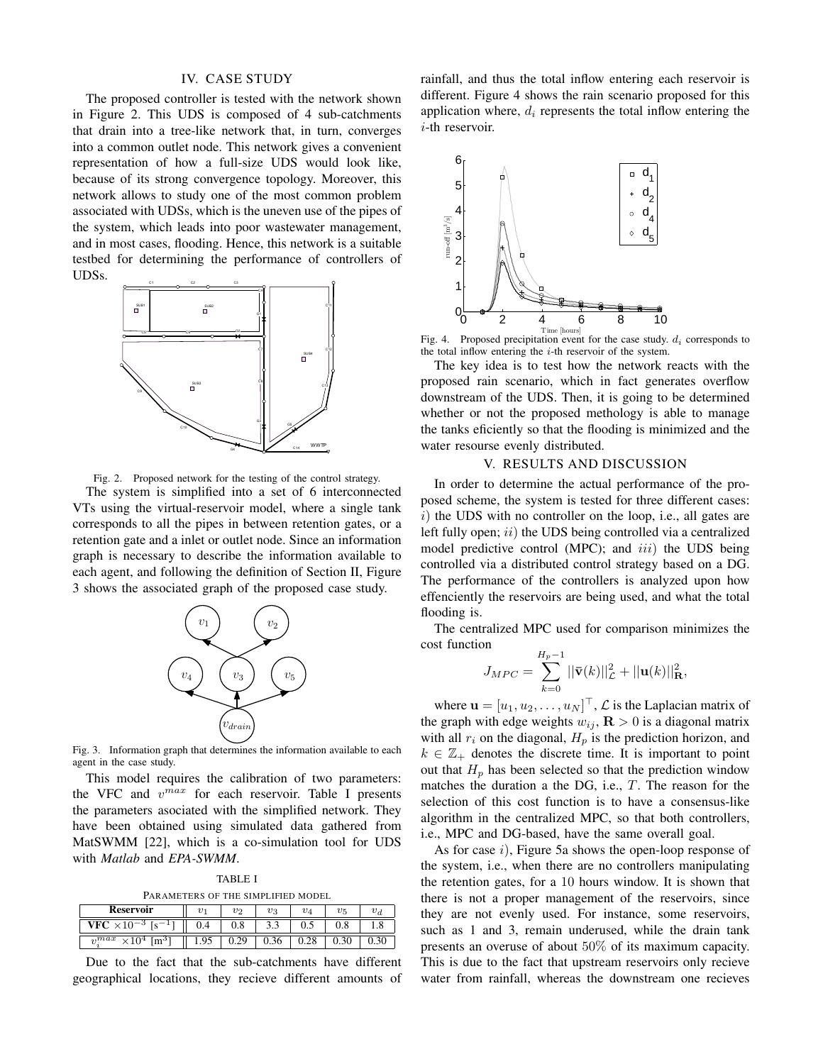## IV. CASE STUDY

The proposed controller is tested with the network shown in Figure 2. This UDS is composed of 4 sub-catchments that drain into a tree-like network that, in turn, converges into a common outlet node. This network gives a convenient representation of how a full-size UDS would look like, because of its strong convergence topology. Moreover, this network allows to study one of the most common problem associated with UDSs, which is the uneven use of the pipes of the system, which leads into poor wastewater management, and in most cases, flooding. Hence, this network is a suitable testbed for determining the performance of controllers of UDSs.

Fig. 2. Proposed network for the testing of the control strategy.

The system is simplified into a set of 6 interconnected VTs using the virtual-reservoir model, where a single tank corresponds to all the pipes in between retention gates, or a retention gate and a inlet or outlet node. Since an information graph is necessary to describe the information available to each agent, and following the definition of Section II, Figure 3 shows the associated graph of the proposed case study.

Fig. 3. Information graph that determines the information available to each agent in the case study.

This model requires the calibration of two parameters: the VFC and $v^{max}$ for each reservoir. Table I presents the parameters asociated with the simplified network. They have been obtained using simulated data gathered from MatSWMM [22], which is a co-simulation tool for UDS with *Matlab* and *EPA-SWMM*.

TABLE I

PARAMETERS OF THE SIMPLIFIED MODEL

| Reservoir | $v_1$ | $v_2$ | $v_3$ | $v_4$ | $v_5$ | $v_d$ |
|---|---|---|---|---|---|---|
| **VFC** $\times 10^{-3}$ [s$^{-1}$] | 0.4 | 0.8 | 3.3 | 0.5 | 0.8 | 1.8 |
| $v_i^{max} \times 10^4$ [m$^3$] | 1.95 | 0.29 | 0.36 | 0.28 | 0.30 | 0.30 |

Due to the fact that the sub-catchments have different geographical locations, they recieve different amounts of rainfall, and thus the total inflow entering each reservoir is different. Figure 4 shows the rain scenario proposed for this application where, $d_i$ represents the total inflow entering the $i$-th reservoir.

Fig. 4. Proposed precipitation event for the case study. $d_i$ corresponds to the total inflow entering the $i$-th reservoir of the system.

The key idea is to test how the network reacts with the proposed rain scenario, which in fact generates overflow downstream of the UDS. Then, it is going to be determined whether or not the proposed methology is able to manage the tanks eficiently so that the flooding is minimized and the water resourse evenly distributed.

## V. RESULTS AND DISCUSSION

In order to determine the actual performance of the proposed scheme, the system is tested for three different cases: $i$) the UDS with no controller on the loop, i.e., all gates are left fully open; $ii$) the UDS being controlled via a centralized model predictive control (MPC); and $iii$) the UDS being controlled via a distributed control strategy based on a DG. The performance of the controllers is analyzed upon how effenciently the reservoirs are being used, and what the total flooding is.

The centralized MPC used for comparison minimizes the cost function

$$J_{MPC} = \sum_{k=0}^{H_p-1} ||\bar{\mathbf{v}}(k)||^2_{\mathcal{L}} + ||\mathbf{u}(k)||^2_{\mathbf{R}},$$

where $\mathbf{u} = [u_1, u_2, \ldots, u_N]^\top$, $\mathcal{L}$ is the Laplacian matrix of the graph with edge weights $w_{ij}$, $\mathbf{R} > 0$ is a diagonal matrix with all $r_i$ on the diagonal, $H_p$ is the prediction horizon, and $k \in \mathbb{Z}_+$ denotes the discrete time. It is important to point out that $H_p$ has been selected so that the prediction window matches the duration a the DG, i.e., $T$. The reason for the selection of this cost function is to have a consensus-like algorithm in the centralized MPC, so that both controllers, i.e., MPC and DG-based, have the same overall goal.

As for case $i$), Figure 5a shows the open-loop response of the system, i.e., when there are no controllers manipulating the retention gates, for a 10 hours window. It is shown that there is not a proper management of the reservoirs, since they are not evenly used. For instance, some reservoirs, such as 1 and 3, remain underused, while the drain tank presents an overuse of about 50% of its maximum capacity. This is due to the fact that upstream reservoirs only recieve water from rainfall, whereas the downstream one recieves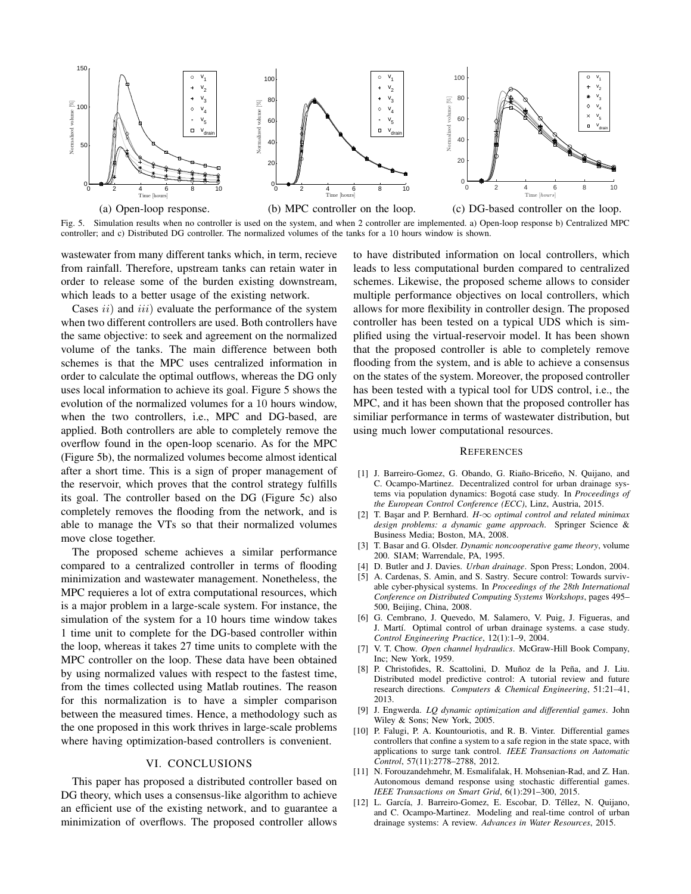(a) Open-loop response.

(b) MPC controller on the loop.

(c) DG-based controller on the loop.

Fig. 5. Simulation results when no controller is used on the system, and when 2 controller are implemented. a) Open-loop response b) Centralized MPC controller; and c) Distributed DG controller. The normalized volumes of the tanks for a 10 hours window is shown.

wastewater from many different tanks which, in term, recieve from rainfall. Therefore, upstream tanks can retain water in order to release some of the burden existing downstream, which leads to a better usage of the existing network.

Cases $ii$) and $iii$) evaluate the performance of the system when two different controllers are used. Both controllers have the same objective: to seek and agreement on the normalized volume of the tanks. The main difference between both schemes is that the MPC uses centralized information in order to calculate the optimal outflows, whereas the DG only uses local information to achieve its goal. Figure 5 shows the evolution of the normalized volumes for a 10 hours window, when the two controllers, i.e., MPC and DG-based, are applied. Both controllers are able to completely remove the overflow found in the open-loop scenario. As for the MPC (Figure 5b), the normalized volumes become almost identical after a short time. This is a sign of proper management of the reservoir, which proves that the control strategy fulfills its goal. The controller based on the DG (Figure 5c) also completely removes the flooding from the network, and is able to manage the VTs so that their normalized volumes move close together.

The proposed scheme achieves a similar performance compared to a centralized controller in terms of flooding minimization and wastewater management. Nonetheless, the MPC requieres a lot of extra computational resources, which is a major problem in a large-scale system. For instance, the simulation of the system for a 10 hours time window takes 1 time unit to complete for the DG-based controller within the loop, whereas it takes 27 time units to complete with the MPC controller on the loop. These data have been obtained by using normalized values with respect to the fastest time, from the times collected using Matlab routines. The reason for this normalization is to have a simpler comparison between the measured times. Hence, a methodology such as the one proposed in this work thrives in large-scale problems where having optimization-based controllers is convenient.

## VI. CONCLUSIONS

This paper has proposed a distributed controller based on DG theory, which uses a consensus-like algorithm to achieve an efficient use of the existing network, and to guarantee a minimization of overflows. The proposed controller allows to have distributed information on local controllers, which leads to less computational burden compared to centralized schemes. Likewise, the proposed scheme allows to consider multiple performance objectives on local controllers, which allows for more flexibility in controller design. The proposed controller has been tested on a typical UDS which is simplified using the virtual-reservoir model. It has been shown that the proposed controller is able to completely remove flooding from the system, and is able to achieve a consensus on the states of the system. Moreover, the proposed controller has been tested with a typical tool for UDS control, i.e., the MPC, and it has been shown that the proposed controller has similiar performance in terms of wastewater distribution, but using much lower computational resources.

## REFERENCES

[1] J. Barreiro-Gomez, G. Obando, G. Riaño-Briceño, N. Quijano, and C. Ocampo-Martinez. Decentralized control for urban drainage systems via population dynamics: Bogotá case study. In *Proceedings of the European Control Conference (ECC)*, Linz, Austria, 2015.

[2] T. Başar and P. Bernhard. *H-$\infty$ optimal control and related minimax design problems: a dynamic game approach*. Springer Science & Business Media; Boston, MA, 2008.

[3] T. Basar and G. Olsder. *Dynamic noncooperative game theory*, volume 200. SIAM; Warrendale, PA, 1995.

[4] D. Butler and J. Davies. *Urban drainage*. Spon Press; London, 2004.

[5] A. Cardenas, S. Amin, and S. Sastry. Secure control: Towards survivable cyber-physical systems. In *Proceedings of the 28th International Conference on Distributed Computing Systems Workshops*, pages 495–500, Beijing, China, 2008.

[6] G. Cembrano, J. Quevedo, M. Salamero, V. Puig, J. Figueras, and J. Martí. Optimal control of urban drainage systems. a case study. *Control Engineering Practice*, 12(1):1–9, 2004.

[7] V. T. Chow. *Open channel hydraulics*. McGraw-Hill Book Company, Inc; New York, 1959.

[8] P. Christofides, R. Scattolini, D. Muñoz de la Peña, and J. Liu. Distributed model predictive control: A tutorial review and future research directions. *Computers & Chemical Engineering*, 51:21–41, 2013.

[9] J. Engwerda. *LQ dynamic optimization and differential games*. John Wiley & Sons; New York, 2005.

[10] P. Falugi, P. A. Kountouriotis, and R. B. Vinter. Differential games controllers that confine a system to a safe region in the state space, with applications to surge tank control. *IEEE Transactions on Automatic Control*, 57(11):2778–2788, 2012.

[11] N. Forouzandehmehr, M. Esmalifalak, H. Mohsenian-Rad, and Z. Han. Autonomous demand response using stochastic differential games. *IEEE Transactions on Smart Grid*, 6(1):291–300, 2015.

[12] L. García, J. Barreiro-Gomez, E. Escobar, D. Téllez, N. Quijano, and C. Ocampo-Martinez. Modeling and real-time control of urban drainage systems: A review. *Advances in Water Resources*, 2015.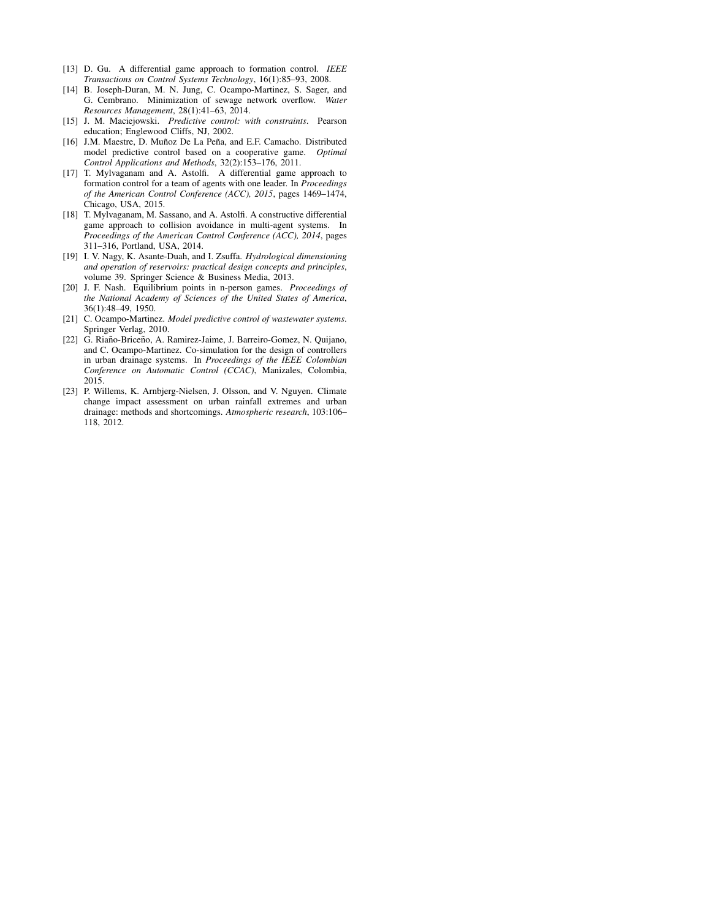[13] D. Gu. A differential game approach to formation control. *IEEE Transactions on Control Systems Technology*, 16(1):85–93, 2008.

[14] B. Joseph-Duran, M. N. Jung, C. Ocampo-Martinez, S. Sager, and G. Cembrano. Minimization of sewage network overflow. *Water Resources Management*, 28(1):41–63, 2014.

[15] J. M. Maciejowski. *Predictive control: with constraints*. Pearson education; Englewood Cliffs, NJ, 2002.

[16] J.M. Maestre, D. Muñoz De La Peña, and E.F. Camacho. Distributed model predictive control based on a cooperative game. *Optimal Control Applications and Methods*, 32(2):153–176, 2011.

[17] T. Mylvaganam and A. Astolfi. A differential game approach to formation control for a team of agents with one leader. In *Proceedings of the American Control Conference (ACC), 2015*, pages 1469–1474, Chicago, USA, 2015.

[18] T. Mylvaganam, M. Sassano, and A. Astolfi. A constructive differential game approach to collision avoidance in multi-agent systems. In *Proceedings of the American Control Conference (ACC), 2014*, pages 311–316, Portland, USA, 2014.

[19] I. V. Nagy, K. Asante-Duah, and I. Zsuffa. *Hydrological dimensioning and operation of reservoirs: practical design concepts and principles*, volume 39. Springer Science & Business Media, 2013.

[20] J. F. Nash. Equilibrium points in n-person games. *Proceedings of the National Academy of Sciences of the United States of America*, 36(1):48–49, 1950.

[21] C. Ocampo-Martinez. *Model predictive control of wastewater systems*. Springer Verlag, 2010.

[22] G. Riaño-Briceño, A. Ramirez-Jaime, J. Barreiro-Gomez, N. Quijano, and C. Ocampo-Martinez. Co-simulation for the design of controllers in urban drainage systems. In *Proceedings of the IEEE Colombian Conference on Automatic Control (CCAC)*, Manizales, Colombia, 2015.

[23] P. Willems, K. Arnbjerg-Nielsen, J. Olsson, and V. Nguyen. Climate change impact assessment on urban rainfall extremes and urban drainage: methods and shortcomings. *Atmospheric research*, 103:106–118, 2012.